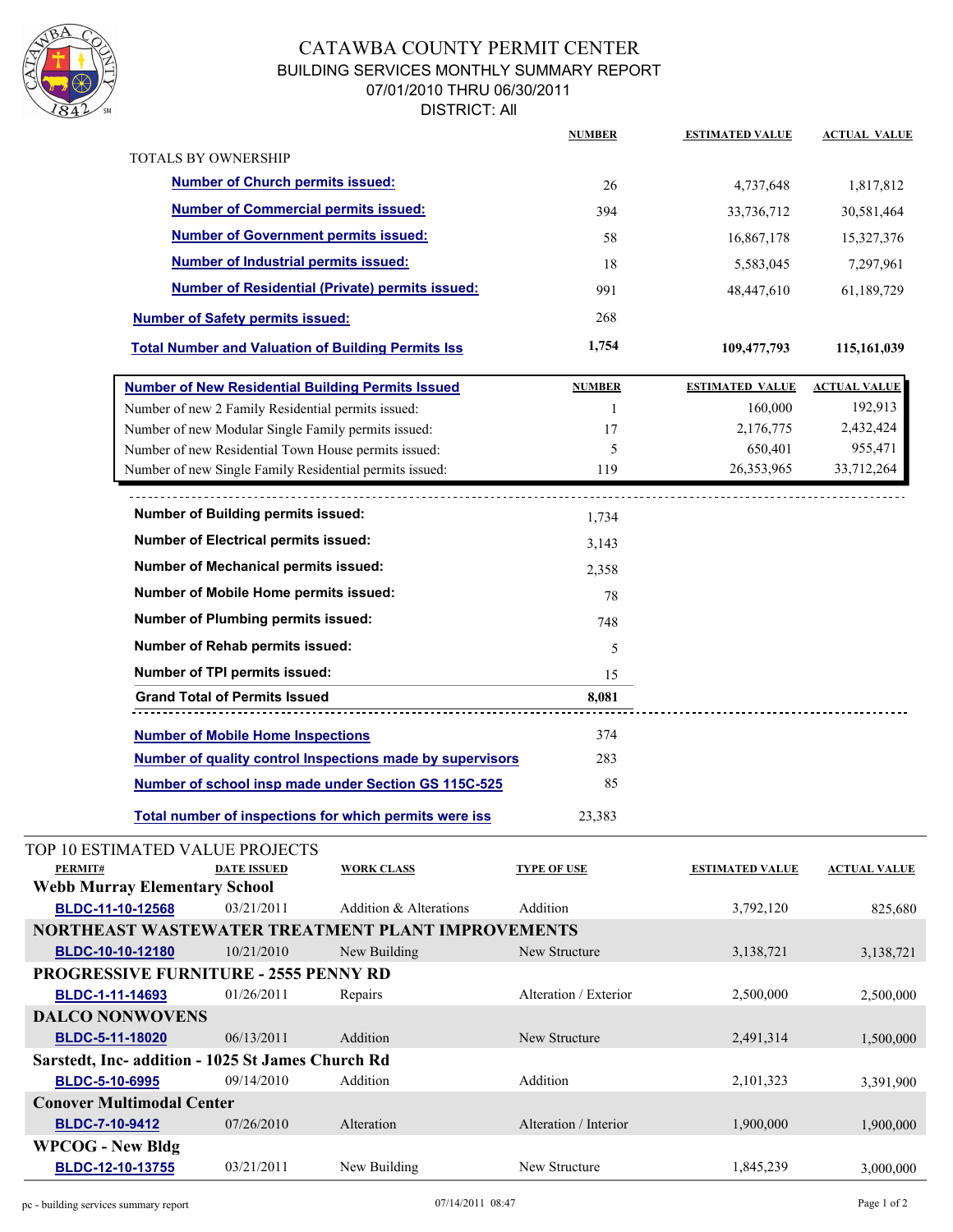# CATAWBA COUNTY PERMIT CENTER

## BUILDING SERVICES MONTHLY SUMMARY REPORT

07/01/2010 THRU 06/30/2011

DISTRICT: All

| TOTALS BY OWNERSHIP | NUMBER | ESTIMATED VALUE | ACTUAL VALUE |
|---|---|---|---|
| Number of Church permits issued: | 26 | 4,737,648 | 1,817,812 |
| Number of Commercial permits issued: | 394 | 33,736,712 | 30,581,464 |
| Number of Government permits issued: | 58 | 16,867,178 | 15,327,376 |
| Number of Industrial permits issued: | 18 | 5,583,045 | 7,297,961 |
| Number of Residential (Private) permits issued: | 991 | 48,447,610 | 61,189,729 |
| Number of Safety permits issued: | 268 | | |
| **Total Number and Valuation of Building Permits Iss** | **1,754** | **109,477,793** | **115,161,039** |

| Number of New Residential Building Permits Issued | NUMBER | ESTIMATED VALUE | ACTUAL VALUE |
|---|---|---|---|
| Number of new 2 Family Residential permits issued: | 1 | 160,000 | 192,913 |
| Number of new Modular Single Family permits issued: | 17 | 2,176,775 | 2,432,424 |
| Number of new Residential Town House permits issued: | 5 | 650,401 | 955,471 |
| Number of new Single Family Residential permits issued: | 119 | 26,353,965 | 33,712,264 |

| | |
|---|---|
| Number of Building permits issued: | 1,734 |
| Number of Electrical permits issued: | 3,143 |
| Number of Mechanical permits issued: | 2,358 |
| Number of Mobile Home permits issued: | 78 |
| Number of Plumbing permits issued: | 748 |
| Number of Rehab permits issued: | 5 |
| Number of TPI permits issued: | 15 |
| **Grand Total of Permits Issued** | **8,081** |

| | |
|---|---|
| Number of Mobile Home Inspections | 374 |
| Number of quality control Inspections made by supervisors | 283 |
| Number of school insp made under Section GS 115C-525 | 85 |
| Total number of inspections for which permits were iss | 23,383 |

## TOP 10 ESTIMATED VALUE PROJECTS

| PERMIT# | DATE ISSUED | WORK CLASS | TYPE OF USE | ESTIMATED VALUE | ACTUAL VALUE |
|---|---|---|---|---|---|
| **Webb Murray Elementary School** | | | | | |
| BLDC-11-10-12568 | 03/21/2011 | Addition & Alterations | Addition | 3,792,120 | 825,680 |
| **NORTHEAST WASTEWATER TREATMENT PLANT IMPROVEMENTS** | | | | | |
| BLDC-10-10-12180 | 10/21/2010 | New Building | New Structure | 3,138,721 | 3,138,721 |
| **PROGRESSIVE FURNITURE - 2555 PENNY RD** | | | | | |
| BLDC-1-11-14693 | 01/26/2011 | Repairs | Alteration / Exterior | 2,500,000 | 2,500,000 |
| **DALCO NONWOVENS** | | | | | |
| BLDC-5-11-18020 | 06/13/2011 | Addition | New Structure | 2,491,314 | 1,500,000 |
| **Sarstedt, Inc- addition - 1025 St James Church Rd** | | | | | |
| BLDC-5-10-6995 | 09/14/2010 | Addition | Addition | 2,101,323 | 3,391,900 |
| **Conover Multimodal Center** | | | | | |
| BLDC-7-10-9412 | 07/26/2010 | Alteration | Alteration / Interior | 1,900,000 | 1,900,000 |
| **WPCOG - New Bldg** | | | | | |
| BLDC-12-10-13755 | 03/21/2011 | New Building | New Structure | 1,845,239 | 3,000,000 |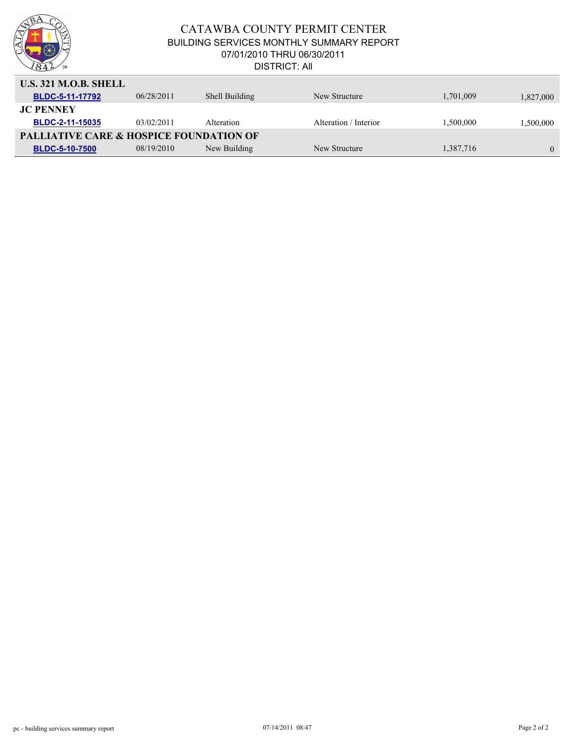# CATAWBA COUNTY PERMIT CENTER
## BUILDING SERVICES MONTHLY SUMMARY REPORT
## 07/01/2010 THRU 06/30/2011
## DISTRICT: All

| | | | | | |
|---|---|---|---|---|---|
| **U.S. 321 M.O.B. SHELL** | | | | | |
| BLDC-5-11-17792 | 06/28/2011 | Shell Building | New Structure | 1,701,009 | 1,827,000 |
| **JC PENNEY** | | | | | |
| BLDC-2-11-15035 | 03/02/2011 | Alteration | Alteration / Interior | 1,500,000 | 1,500,000 |
| **PALLIATIVE CARE & HOSPICE FOUNDATION OF** | | | | | |
| BLDC-5-10-7500 | 08/19/2010 | New Building | New Structure | 1,387,716 | 0 |

pc - building services summary report  07/14/2011 08:47